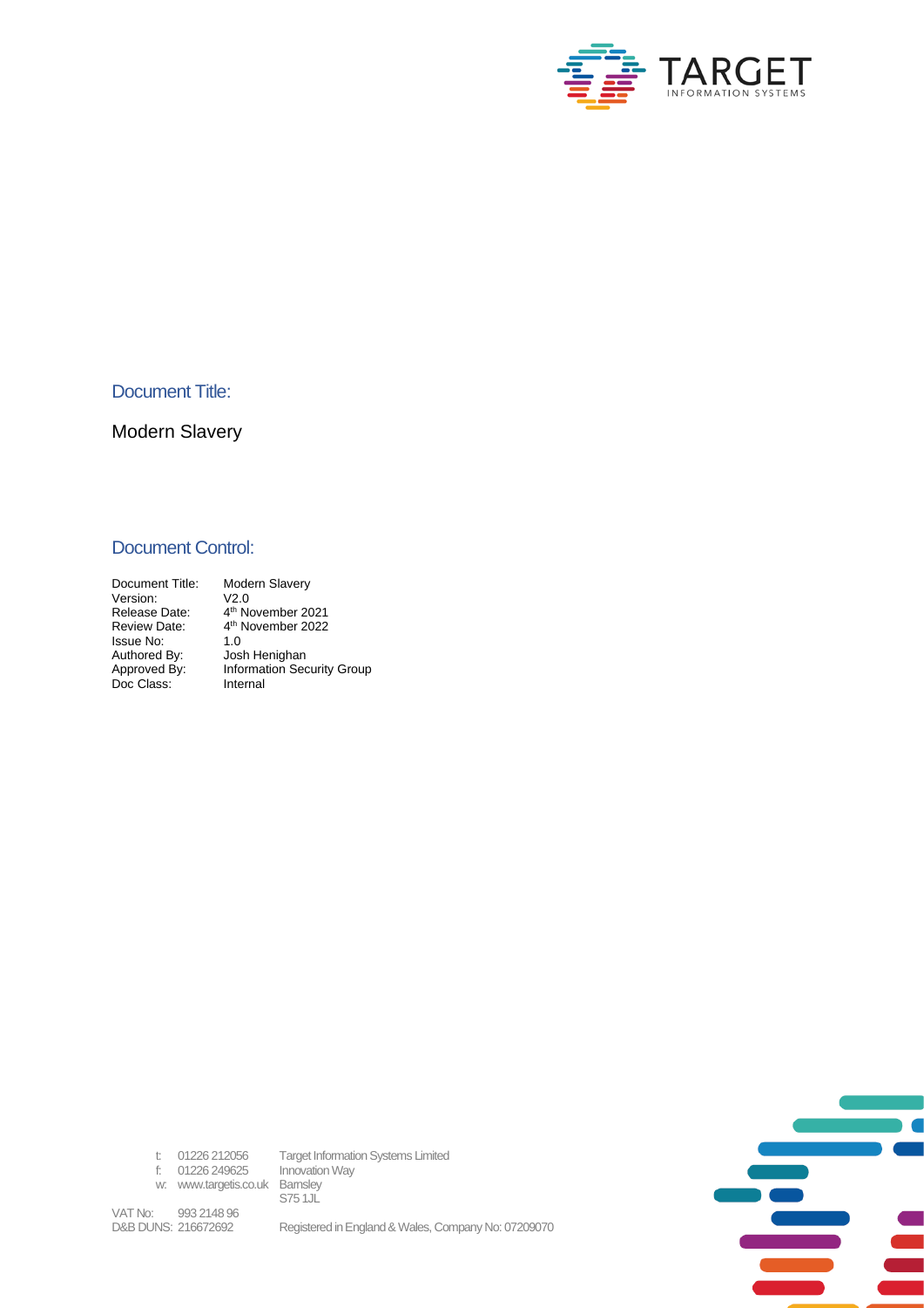TARGET
INFORMATION SYSTEMS

## Document Title:

Modern Slavery

## Document Control:

| | |
|---|---|
| Document Title: | Modern Slavery |
| Version: | V2.0 |
| Release Date: | 4th November 2021 |
| Review Date: | 4th November 2022 |
| Issue No: | 1.0 |
| Authored By: | Josh Henighan |
| Approved By: | Information Security Group |
| Doc Class: | Internal |

t: 01226 212056
f: 01226 249625
w: www.targetis.co.uk

Target Information Systems Limited
Innovation Way
Barnsley
S75 1JL

VAT No: 993 2148 96
D&B DUNS: 216672692

Registered in England & Wales, Company No: 07209070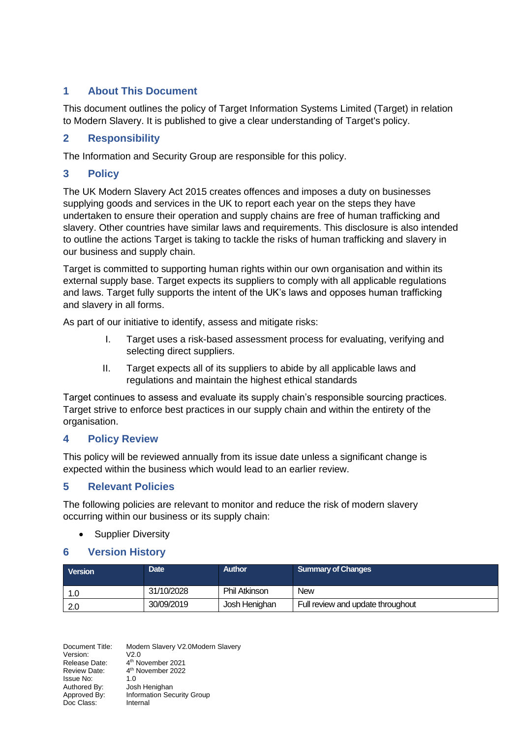## 1 About This Document

This document outlines the policy of Target Information Systems Limited (Target) in relation to Modern Slavery. It is published to give a clear understanding of Target's policy.

## 2 Responsibility

The Information and Security Group are responsible for this policy.

## 3 Policy

The UK Modern Slavery Act 2015 creates offences and imposes a duty on businesses supplying goods and services in the UK to report each year on the steps they have undertaken to ensure their operation and supply chains are free of human trafficking and slavery. Other countries have similar laws and requirements. This disclosure is also intended to outline the actions Target is taking to tackle the risks of human trafficking and slavery in our business and supply chain.

Target is committed to supporting human rights within our own organisation and within its external supply base. Target expects its suppliers to comply with all applicable regulations and laws. Target fully supports the intent of the UK's laws and opposes human trafficking and slavery in all forms.

As part of our initiative to identify, assess and mitigate risks:

I. Target uses a risk-based assessment process for evaluating, verifying and selecting direct suppliers.

II. Target expects all of its suppliers to abide by all applicable laws and regulations and maintain the highest ethical standards

Target continues to assess and evaluate its supply chain's responsible sourcing practices. Target strive to enforce best practices in our supply chain and within the entirety of the organisation.

## 4 Policy Review

This policy will be reviewed annually from its issue date unless a significant change is expected within the business which would lead to an earlier review.

## 5 Relevant Policies

The following policies are relevant to monitor and reduce the risk of modern slavery occurring within our business or its supply chain:

- Supplier Diversity

## 6 Version History

| Version | Date | Author | Summary of Changes |
|---|---|---|---|
| 1.0 | 31/10/2028 | Phil Atkinson | New |
| 2.0 | 30/09/2019 | Josh Henighan | Full review and update throughout |

| | |
|---|---|
| Document Title: | Modern Slavery V2.0Modern Slavery |
| Version: | V2.0 |
| Release Date: | 4th November 2021 |
| Review Date: | 4th November 2022 |
| Issue No: | 1.0 |
| Authored By: | Josh Henighan |
| Approved By: | Information Security Group |
| Doc Class: | Internal |